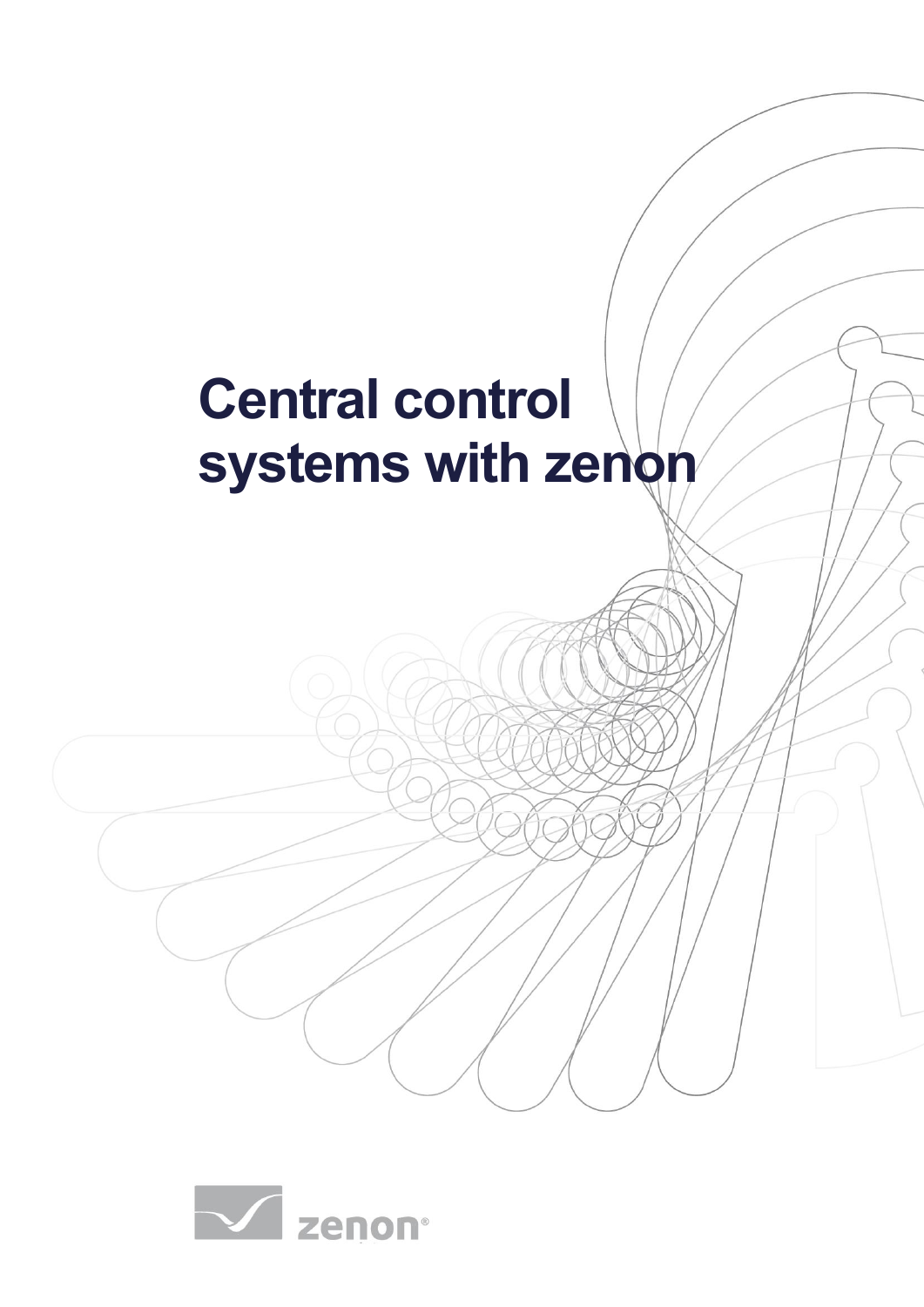# Central control systems with zenon

zenon®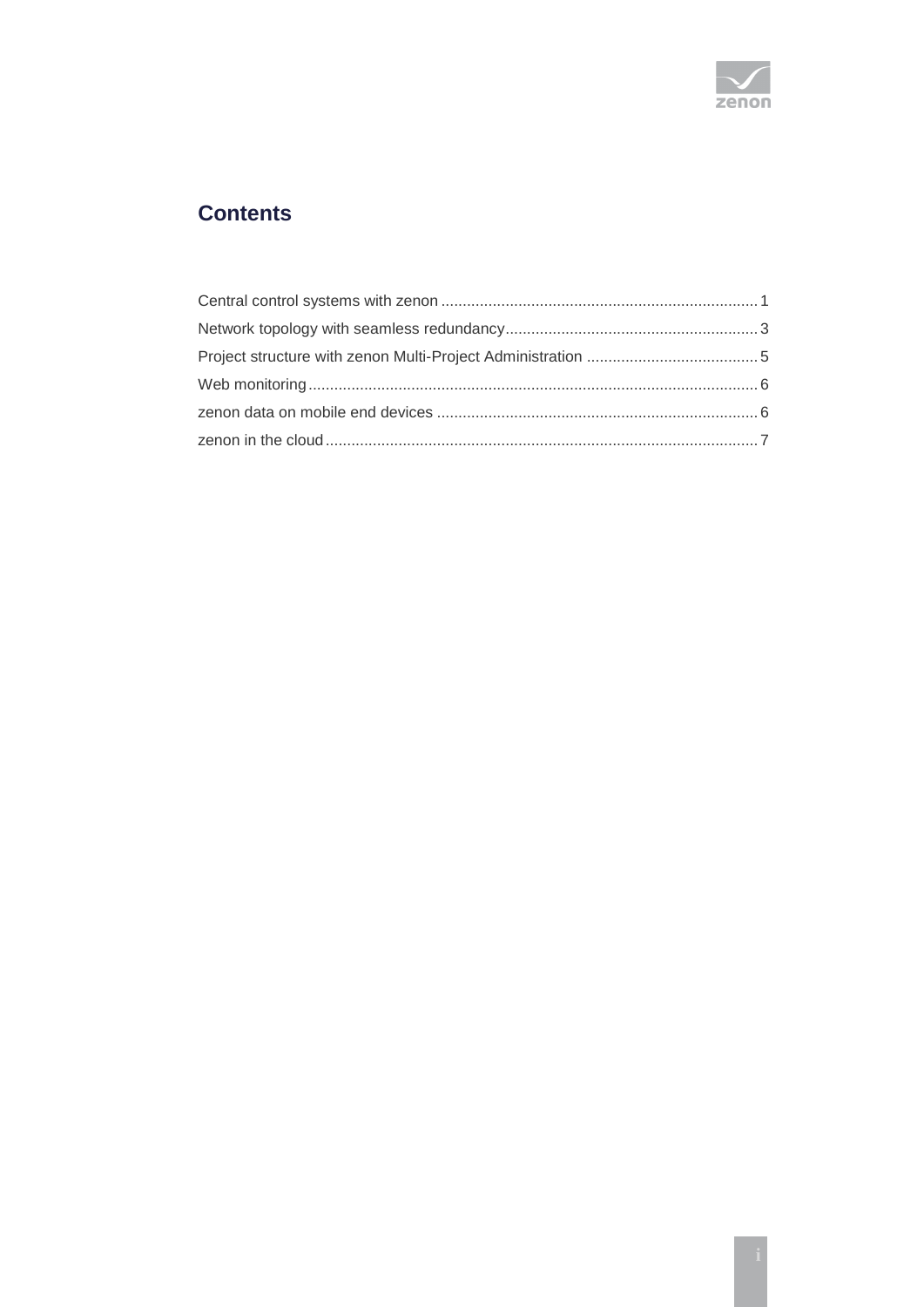# Contents

Central control systems with zenon ........................................................................... 1

Network topology with seamless redundancy............................................................ 3

Project structure with zenon Multi-Project Administration ........................................ 5

Web monitoring.......................................................................................................... 6

zenon data on mobile end devices ............................................................................ 6

zenon in the cloud...................................................................................................... 7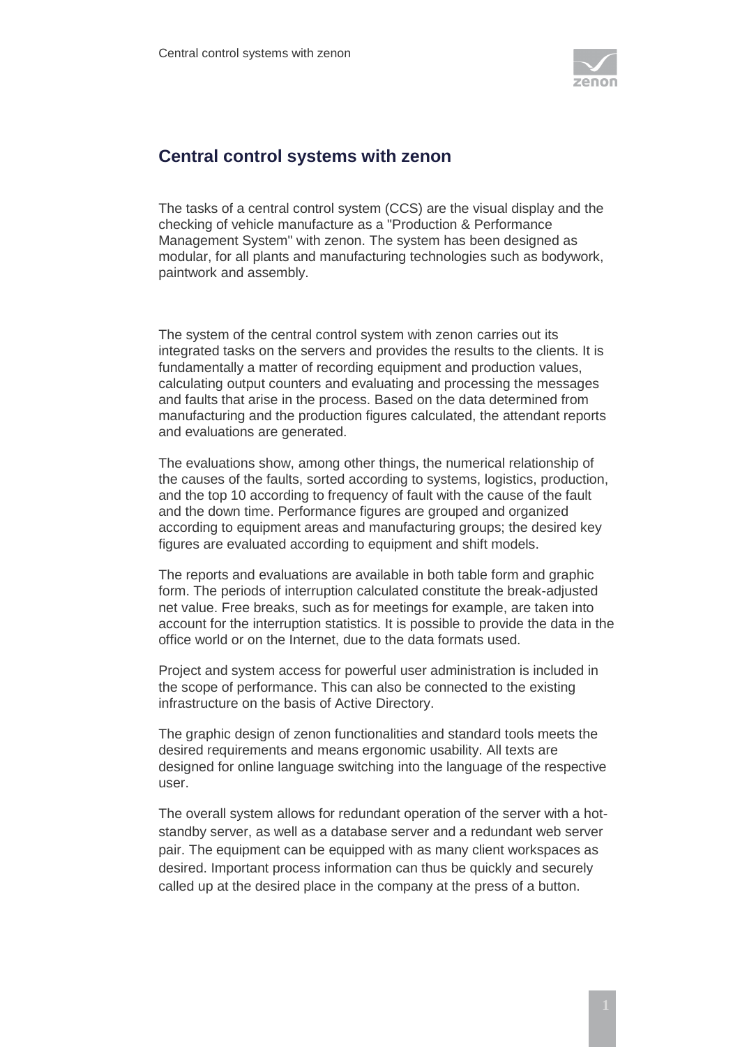# Central control systems with zenon

The tasks of a central control system (CCS) are the visual display and the checking of vehicle manufacture as a "Production & Performance Management System" with zenon. The system has been designed as modular, for all plants and manufacturing technologies such as bodywork, paintwork and assembly.

The system of the central control system with zenon carries out its integrated tasks on the servers and provides the results to the clients. It is fundamentally a matter of recording equipment and production values, calculating output counters and evaluating and processing the messages and faults that arise in the process. Based on the data determined from manufacturing and the production figures calculated, the attendant reports and evaluations are generated.

The evaluations show, among other things, the numerical relationship of the causes of the faults, sorted according to systems, logistics, production, and the top 10 according to frequency of fault with the cause of the fault and the down time. Performance figures are grouped and organized according to equipment areas and manufacturing groups; the desired key figures are evaluated according to equipment and shift models.

The reports and evaluations are available in both table form and graphic form. The periods of interruption calculated constitute the break-adjusted net value. Free breaks, such as for meetings for example, are taken into account for the interruption statistics. It is possible to provide the data in the office world or on the Internet, due to the data formats used.

Project and system access for powerful user administration is included in the scope of performance. This can also be connected to the existing infrastructure on the basis of Active Directory.

The graphic design of zenon functionalities and standard tools meets the desired requirements and means ergonomic usability. All texts are designed for online language switching into the language of the respective user.

The overall system allows for redundant operation of the server with a hot-standby server, as well as a database server and a redundant web server pair. The equipment can be equipped with as many client workspaces as desired. Important process information can thus be quickly and securely called up at the desired place in the company at the press of a button.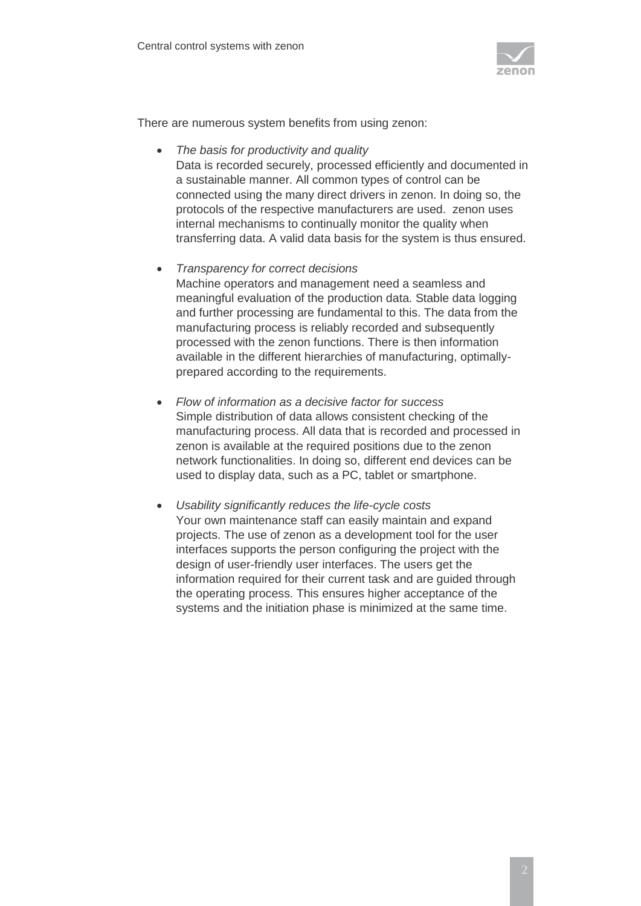There are numerous system benefits from using zenon:

- *The basis for productivity and quality*
  Data is recorded securely, processed efficiently and documented in a sustainable manner. All common types of control can be connected using the many direct drivers in zenon. In doing so, the protocols of the respective manufacturers are used. zenon uses internal mechanisms to continually monitor the quality when transferring data. A valid data basis for the system is thus ensured.

- *Transparency for correct decisions*
  Machine operators and management need a seamless and meaningful evaluation of the production data. Stable data logging and further processing are fundamental to this. The data from the manufacturing process is reliably recorded and subsequently processed with the zenon functions. There is then information available in the different hierarchies of manufacturing, optimally-prepared according to the requirements.

- *Flow of information as a decisive factor for success*
  Simple distribution of data allows consistent checking of the manufacturing process. All data that is recorded and processed in zenon is available at the required positions due to the zenon network functionalities. In doing so, different end devices can be used to display data, such as a PC, tablet or smartphone.

- *Usability significantly reduces the life-cycle costs*
  Your own maintenance staff can easily maintain and expand projects. The use of zenon as a development tool for the user interfaces supports the person configuring the project with the design of user-friendly user interfaces. The users get the information required for their current task and are guided through the operating process. This ensures higher acceptance of the systems and the initiation phase is minimized at the same time.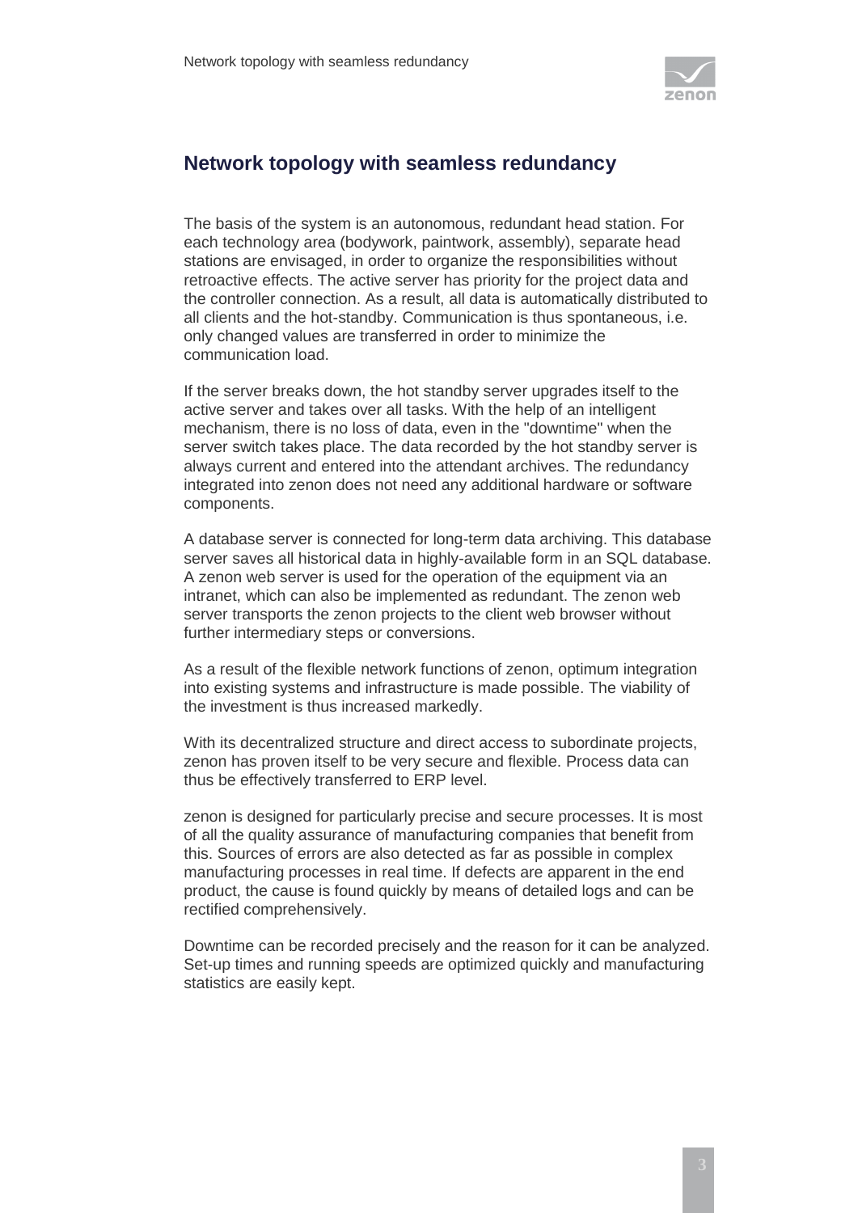# Network topology with seamless redundancy

The basis of the system is an autonomous, redundant head station. For each technology area (bodywork, paintwork, assembly), separate head stations are envisaged, in order to organize the responsibilities without retroactive effects. The active server has priority for the project data and the controller connection. As a result, all data is automatically distributed to all clients and the hot-standby. Communication is thus spontaneous, i.e. only changed values are transferred in order to minimize the communication load.

If the server breaks down, the hot standby server upgrades itself to the active server and takes over all tasks. With the help of an intelligent mechanism, there is no loss of data, even in the "downtime" when the server switch takes place. The data recorded by the hot standby server is always current and entered into the attendant archives. The redundancy integrated into zenon does not need any additional hardware or software components.

A database server is connected for long-term data archiving. This database server saves all historical data in highly-available form in an SQL database. A zenon web server is used for the operation of the equipment via an intranet, which can also be implemented as redundant. The zenon web server transports the zenon projects to the client web browser without further intermediary steps or conversions.

As a result of the flexible network functions of zenon, optimum integration into existing systems and infrastructure is made possible. The viability of the investment is thus increased markedly.

With its decentralized structure and direct access to subordinate projects, zenon has proven itself to be very secure and flexible. Process data can thus be effectively transferred to ERP level.

zenon is designed for particularly precise and secure processes. It is most of all the quality assurance of manufacturing companies that benefit from this. Sources of errors are also detected as far as possible in complex manufacturing processes in real time. If defects are apparent in the end product, the cause is found quickly by means of detailed logs and can be rectified comprehensively.

Downtime can be recorded precisely and the reason for it can be analyzed. Set-up times and running speeds are optimized quickly and manufacturing statistics are easily kept.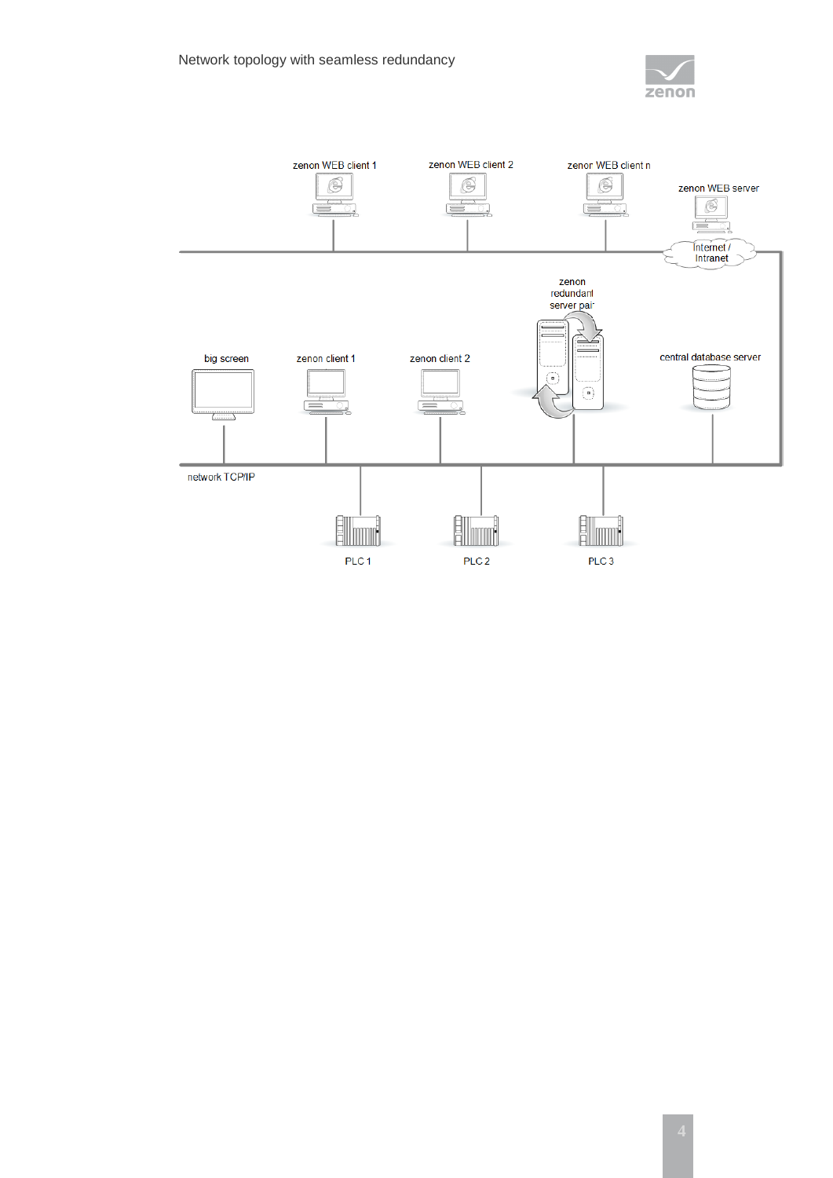Network topology with seamless redundancy

zenon WEB client 1

zenon WEB client 2

zenon WEB client n

zenon WEB server

Internet / Intranet

zenon redundant server pair

big screen

zenon client 1

zenon client 2

central database server

network TCP/IP

PLC 1

PLC 2

PLC 3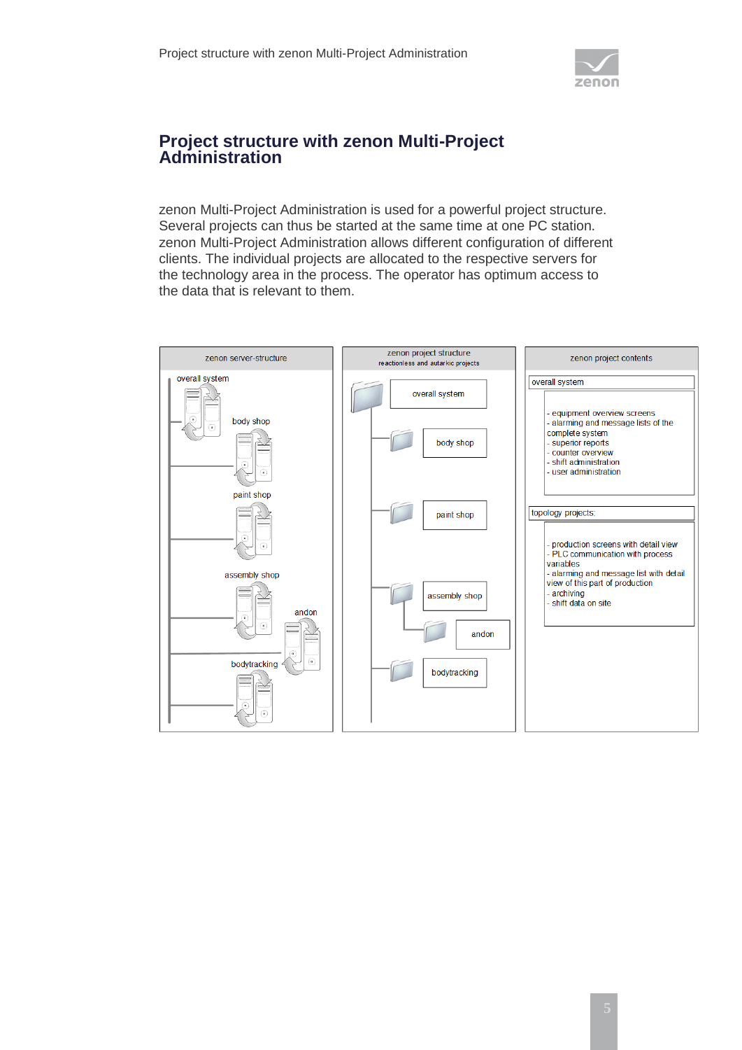# Project structure with zenon Multi-Project Administration

zenon Multi-Project Administration is used for a powerful project structure. Several projects can thus be started at the same time at one PC station. zenon Multi-Project Administration allows different configuration of different clients. The individual projects are allocated to the respective servers for the technology area in the process. The operator has optimum access to the data that is relevant to them.

zenon server-structure

overall system

body shop

paint shop

assembly shop

andon

bodytracking

zenon project structure
reactionless and autarkic projects

overall system

body shop

paint shop

assembly shop

andon

bodytracking

zenon project contents

overall system

- equipment overview screens
- alarming and message lists of the complete system
- superior reports
- counter overview
- shift administration
- user administration

topology projects:

- production screens with detail view
- PLC communication with process variables
- alarming and message list with detail view of this part of production
- archiving
- shift data on site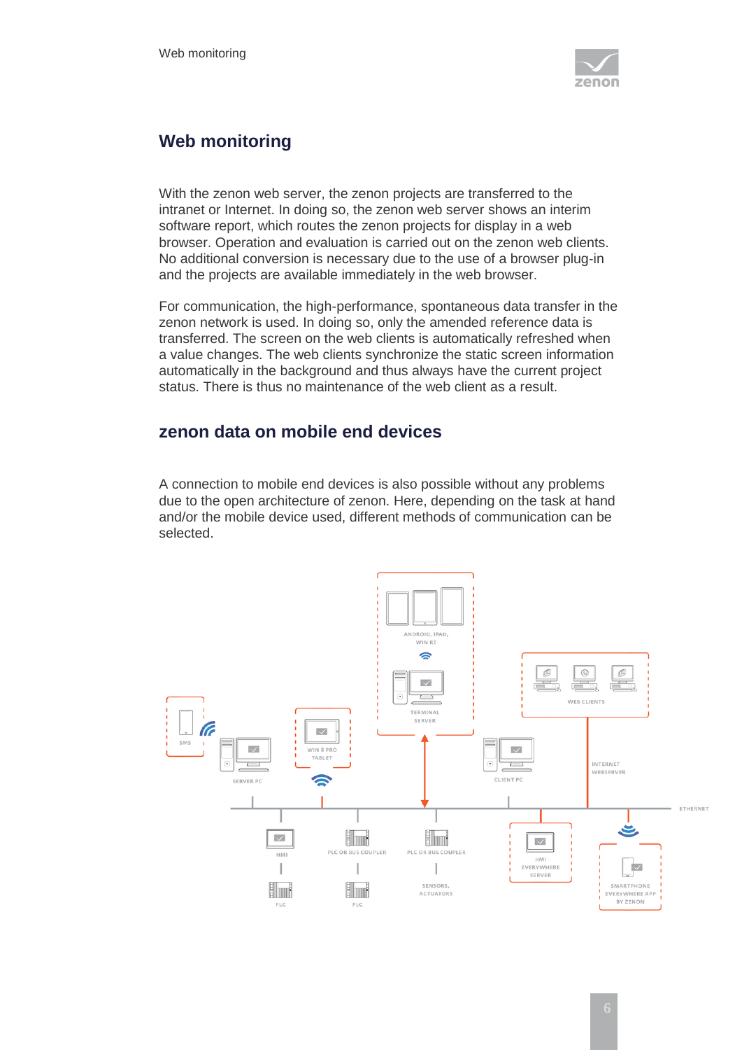# Web monitoring

With the zenon web server, the zenon projects are transferred to the intranet or Internet. In doing so, the zenon web server shows an interim software report, which routes the zenon projects for display in a web browser. Operation and evaluation is carried out on the zenon web clients. No additional conversion is necessary due to the use of a browser plug-in and the projects are available immediately in the web browser.

For communication, the high-performance, spontaneous data transfer in the zenon network is used. In doing so, only the amended reference data is transferred. The screen on the web clients is automatically refreshed when a value changes. The web clients synchronize the static screen information automatically in the background and thus always have the current project status. There is thus no maintenance of the web client as a result.

## zenon data on mobile end devices

A connection to mobile end devices is also possible without any problems due to the open architecture of zenon. Here, depending on the task at hand and/or the mobile device used, different methods of communication can be selected.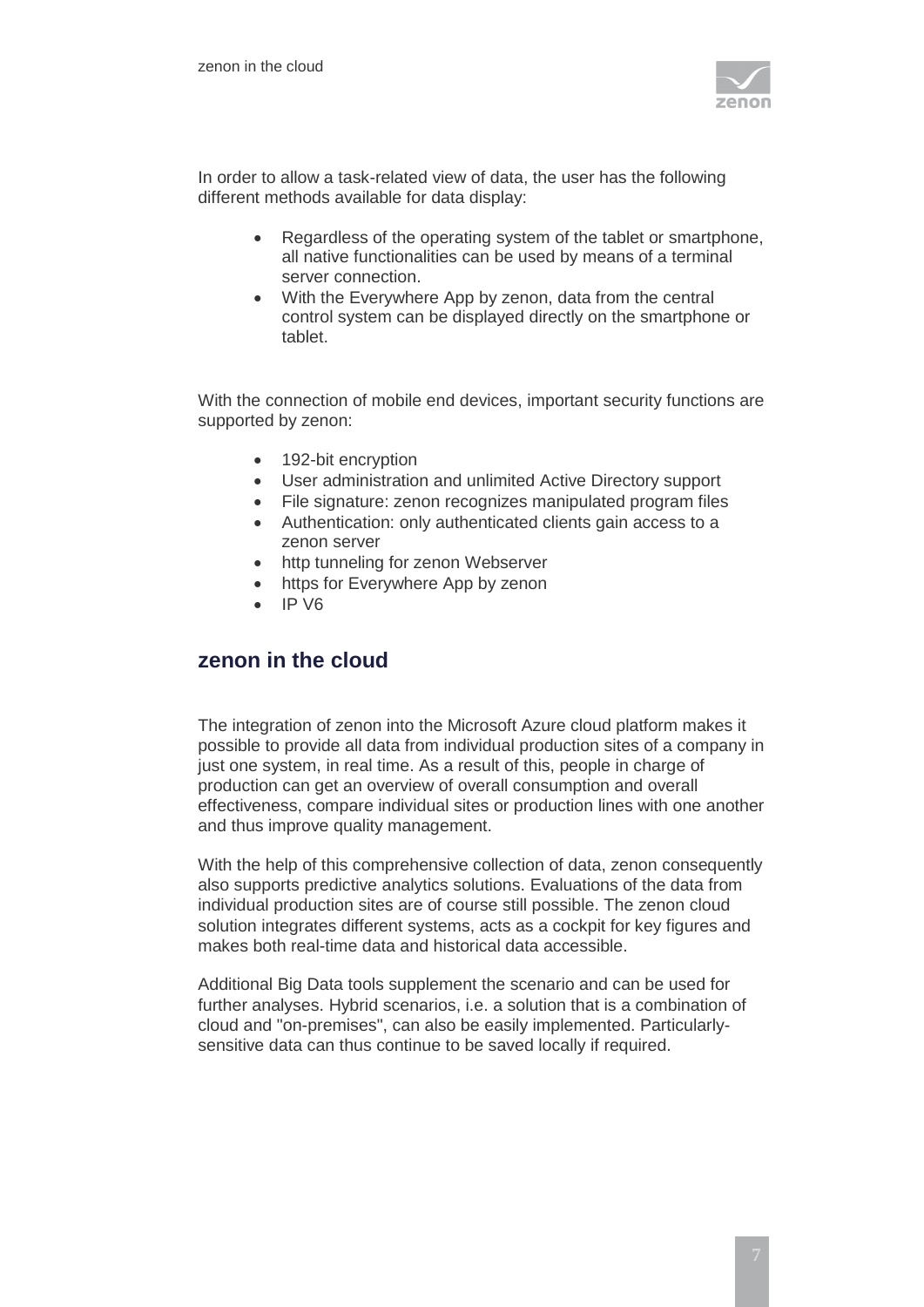In order to allow a task-related view of data, the user has the following different methods available for data display:

- Regardless of the operating system of the tablet or smartphone, all native functionalities can be used by means of a terminal server connection.
- With the Everywhere App by zenon, data from the central control system can be displayed directly on the smartphone or tablet.

With the connection of mobile end devices, important security functions are supported by zenon:

- 192-bit encryption
- User administration and unlimited Active Directory support
- File signature: zenon recognizes manipulated program files
- Authentication: only authenticated clients gain access to a zenon server
- http tunneling for zenon Webserver
- https for Everywhere App by zenon
- IP V6

## zenon in the cloud

The integration of zenon into the Microsoft Azure cloud platform makes it possible to provide all data from individual production sites of a company in just one system, in real time. As a result of this, people in charge of production can get an overview of overall consumption and overall effectiveness, compare individual sites or production lines with one another and thus improve quality management.

With the help of this comprehensive collection of data, zenon consequently also supports predictive analytics solutions. Evaluations of the data from individual production sites are of course still possible. The zenon cloud solution integrates different systems, acts as a cockpit for key figures and makes both real-time data and historical data accessible.

Additional Big Data tools supplement the scenario and can be used for further analyses. Hybrid scenarios, i.e. a solution that is a combination of cloud and "on-premises", can also be easily implemented. Particularly-sensitive data can thus continue to be saved locally if required.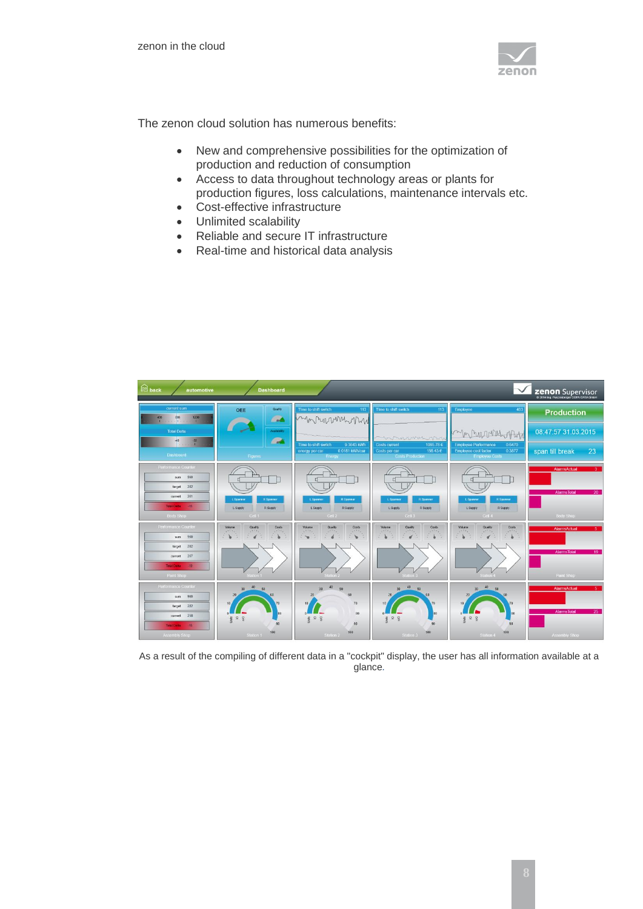The zenon cloud solution has numerous benefits:

- New and comprehensive possibilities for the optimization of production and reduction of consumption
- Access to data throughout technology areas or plants for production figures, loss calculations, maintenance intervals etc.
- Cost-effective infrastructure
- Unlimited scalability
- Reliable and secure IT infrastructure
- Real-time and historical data analysis

As a result of the compiling of different data in a "cockpit" display, the user has all information available at a glance.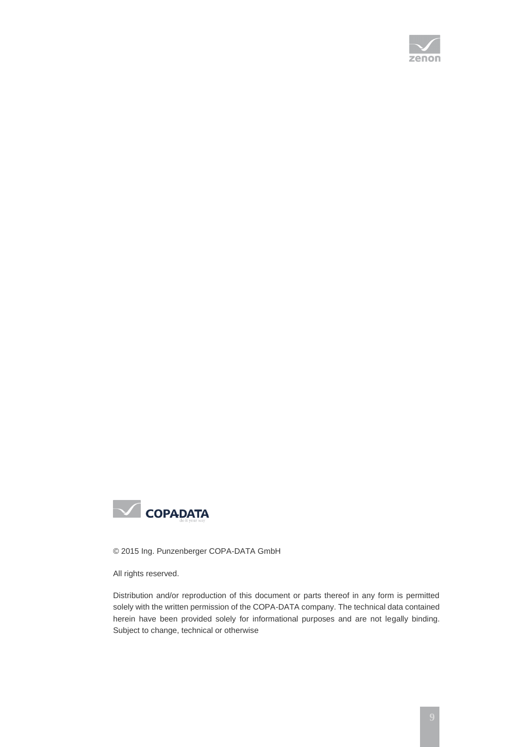© 2015 Ing. Punzenberger COPA-DATA GmbH

All rights reserved.

Distribution and/or reproduction of this document or parts thereof in any form is permitted solely with the written permission of the COPA-DATA company. The technical data contained herein have been provided solely for informational purposes and are not legally binding. Subject to change, technical or otherwise